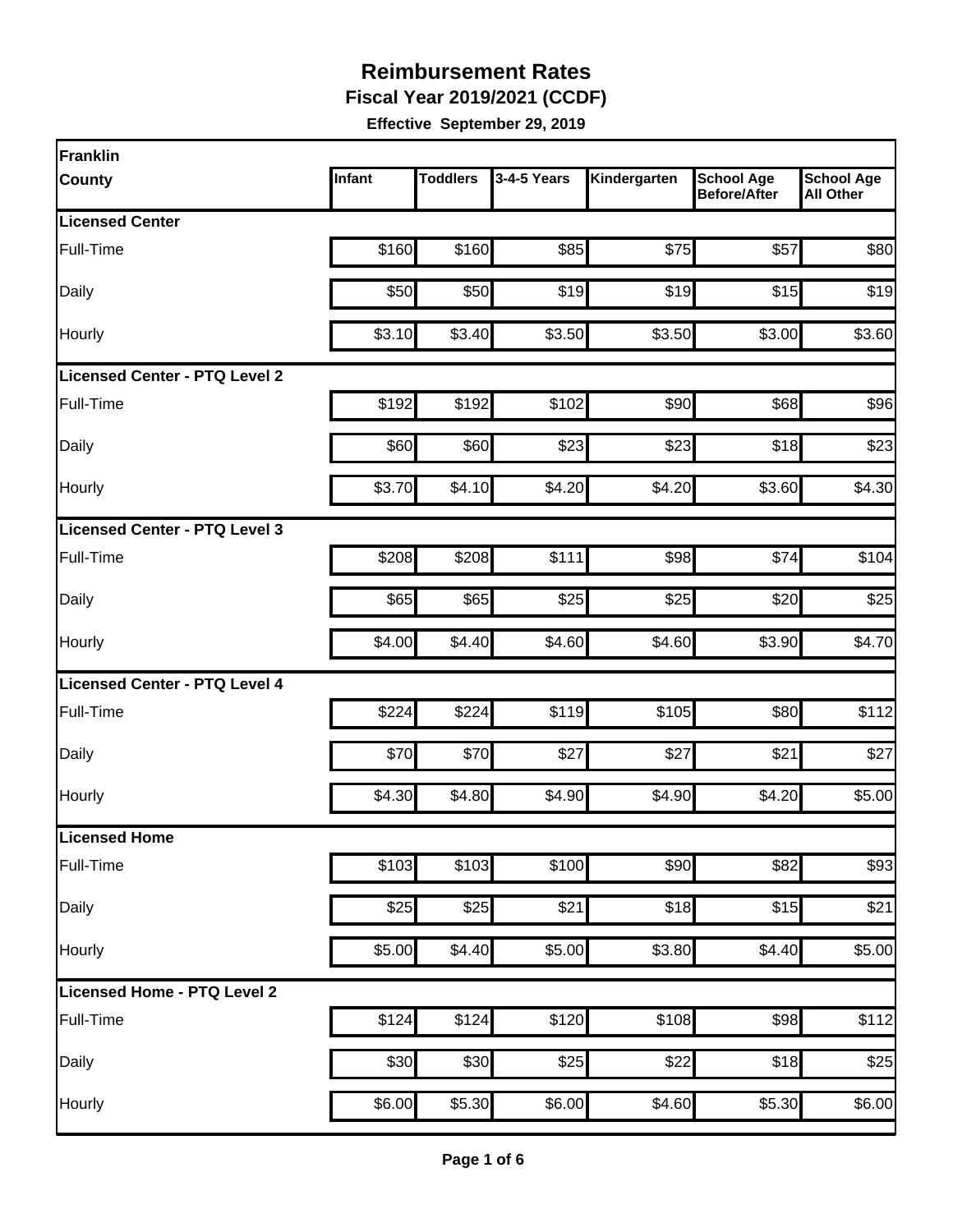# Reimbursement Rates

## Fiscal Year 2019/2021 (CCDF)

**Effective September 29, 2019**

| Franklin County | Infant | Toddlers | 3-4-5 Years | Kindergarten | School Age Before/After | School Age All Other |
|---|---|---|---|---|---|---|
| **Licensed Center** | | | | | | |
| Full-Time | $160 | $160 | $85 | $75 | $57 | $80 |
| Daily | $50 | $50 | $19 | $19 | $15 | $19 |
| Hourly | $3.10 | $3.40 | $3.50 | $3.50 | $3.00 | $3.60 |
| **Licensed Center - PTQ Level 2** | | | | | | |
| Full-Time | $192 | $192 | $102 | $90 | $68 | $96 |
| Daily | $60 | $60 | $23 | $23 | $18 | $23 |
| Hourly | $3.70 | $4.10 | $4.20 | $4.20 | $3.60 | $4.30 |
| **Licensed Center - PTQ Level 3** | | | | | | |
| Full-Time | $208 | $208 | $111 | $98 | $74 | $104 |
| Daily | $65 | $65 | $25 | $25 | $20 | $25 |
| Hourly | $4.00 | $4.40 | $4.60 | $4.60 | $3.90 | $4.70 |
| **Licensed Center - PTQ Level 4** | | | | | | |
| Full-Time | $224 | $224 | $119 | $105 | $80 | $112 |
| Daily | $70 | $70 | $27 | $27 | $21 | $27 |
| Hourly | $4.30 | $4.80 | $4.90 | $4.90 | $4.20 | $5.00 |
| **Licensed Home** | | | | | | |
| Full-Time | $103 | $103 | $100 | $90 | $82 | $93 |
| Daily | $25 | $25 | $21 | $18 | $15 | $21 |
| Hourly | $5.00 | $4.40 | $5.00 | $3.80 | $4.40 | $5.00 |
| **Licensed Home - PTQ Level 2** | | | | | | |
| Full-Time | $124 | $124 | $120 | $108 | $98 | $112 |
| Daily | $30 | $30 | $25 | $22 | $18 | $25 |
| Hourly | $6.00 | $5.30 | $6.00 | $4.60 | $5.30 | $6.00 |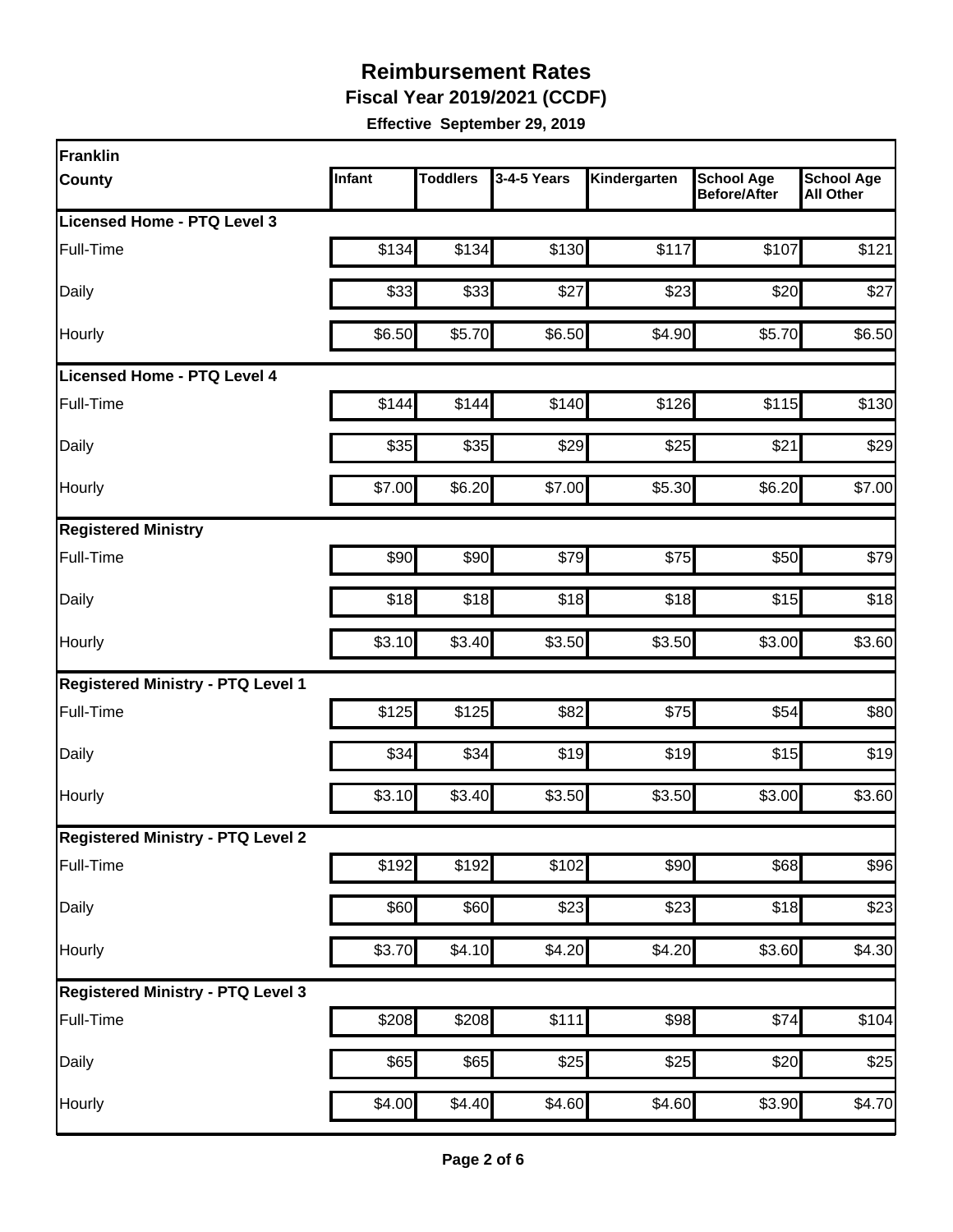# Reimbursement Rates

**Fiscal Year 2019/2021 (CCDF)**

**Effective September 29, 2019**

| Franklin County | Infant | Toddlers | 3-4-5 Years | Kindergarten | School Age Before/After | School Age All Other |
|---|---|---|---|---|---|---|
| **Licensed Home - PTQ Level 3** | | | | | | |
| Full-Time | $134 | $134 | $130 | $117 | $107 | $121 |
| Daily | $33 | $33 | $27 | $23 | $20 | $27 |
| Hourly | $6.50 | $5.70 | $6.50 | $4.90 | $5.70 | $6.50 |
| **Licensed Home - PTQ Level 4** | | | | | | |
| Full-Time | $144 | $144 | $140 | $126 | $115 | $130 |
| Daily | $35 | $35 | $29 | $25 | $21 | $29 |
| Hourly | $7.00 | $6.20 | $7.00 | $5.30 | $6.20 | $7.00 |
| **Registered Ministry** | | | | | | |
| Full-Time | $90 | $90 | $79 | $75 | $50 | $79 |
| Daily | $18 | $18 | $18 | $18 | $15 | $18 |
| Hourly | $3.10 | $3.40 | $3.50 | $3.50 | $3.00 | $3.60 |
| **Registered Ministry - PTQ Level 1** | | | | | | |
| Full-Time | $125 | $125 | $82 | $75 | $54 | $80 |
| Daily | $34 | $34 | $19 | $19 | $15 | $19 |
| Hourly | $3.10 | $3.40 | $3.50 | $3.50 | $3.00 | $3.60 |
| **Registered Ministry - PTQ Level 2** | | | | | | |
| Full-Time | $192 | $192 | $102 | $90 | $68 | $96 |
| Daily | $60 | $60 | $23 | $23 | $18 | $23 |
| Hourly | $3.70 | $4.10 | $4.20 | $4.20 | $3.60 | $4.30 |
| **Registered Ministry - PTQ Level 3** | | | | | | |
| Full-Time | $208 | $208 | $111 | $98 | $74 | $104 |
| Daily | $65 | $65 | $25 | $25 | $20 | $25 |
| Hourly | $4.00 | $4.40 | $4.60 | $4.60 | $3.90 | $4.70 |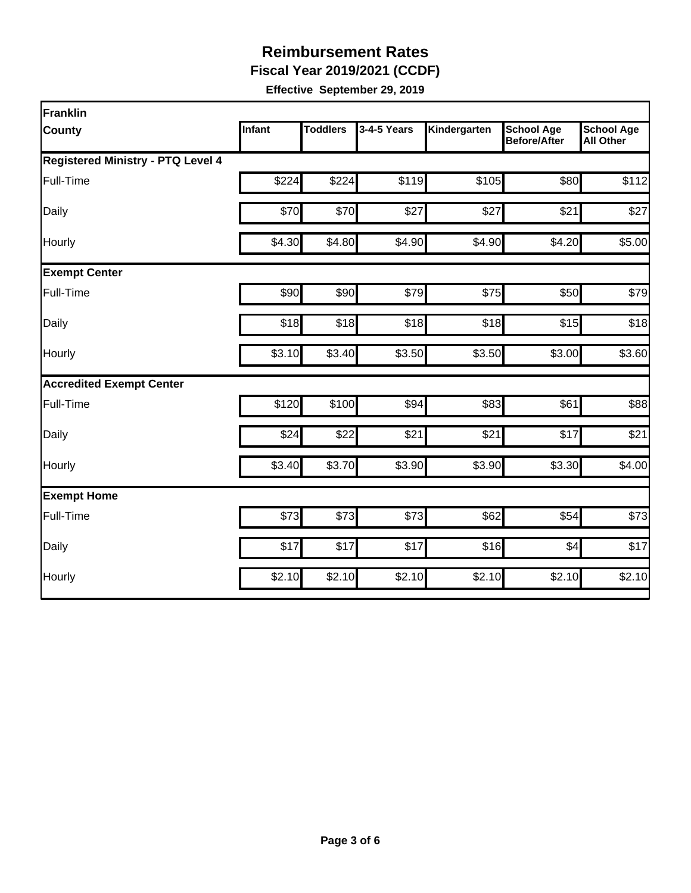# Reimbursement Rates

**Fiscal Year 2019/2021 (CCDF)**

**Effective September 29, 2019**

| Franklin County | Infant | Toddlers | 3-4-5 Years | Kindergarten | School Age Before/After | School Age All Other |
|---|---|---|---|---|---|---|
| **Registered Ministry - PTQ Level 4** | | | | | | |
| Full-Time | $224 | $224 | $119 | $105 | $80 | $112 |
| Daily | $70 | $70 | $27 | $27 | $21 | $27 |
| Hourly | $4.30 | $4.80 | $4.90 | $4.90 | $4.20 | $5.00 |
| **Exempt Center** | | | | | | |
| Full-Time | $90 | $90 | $79 | $75 | $50 | $79 |
| Daily | $18 | $18 | $18 | $18 | $15 | $18 |
| Hourly | $3.10 | $3.40 | $3.50 | $3.50 | $3.00 | $3.60 |
| **Accredited Exempt Center** | | | | | | |
| Full-Time | $120 | $100 | $94 | $83 | $61 | $88 |
| Daily | $24 | $22 | $21 | $21 | $17 | $21 |
| Hourly | $3.40 | $3.70 | $3.90 | $3.90 | $3.30 | $4.00 |
| **Exempt Home** | | | | | | |
| Full-Time | $73 | $73 | $73 | $62 | $54 | $73 |
| Daily | $17 | $17 | $17 | $16 | $4 | $17 |
| Hourly | $2.10 | $2.10 | $2.10 | $2.10 | $2.10 | $2.10 |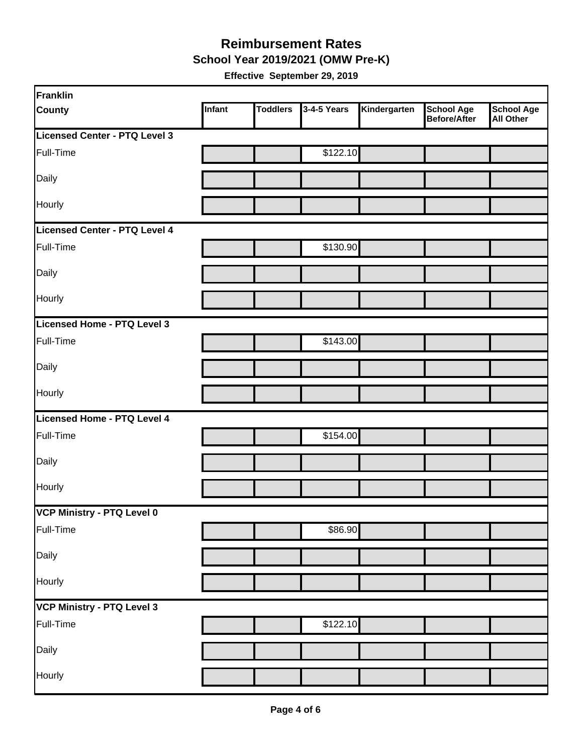# Reimbursement Rates

## School Year 2019/2021 (OMW Pre-K)

**Effective September 29, 2019**

| Franklin County | Infant | Toddlers | 3-4-5 Years | Kindergarten | School Age Before/After | School Age All Other |
|---|---|---|---|---|---|---|
| **Licensed Center - PTQ Level 3** | | | | | | |
| Full-Time | | | $122.10 | | | |
| Daily | | | | | | |
| Hourly | | | | | | |
| **Licensed Center - PTQ Level 4** | | | | | | |
| Full-Time | | | $130.90 | | | |
| Daily | | | | | | |
| Hourly | | | | | | |
| **Licensed Home - PTQ Level 3** | | | | | | |
| Full-Time | | | $143.00 | | | |
| Daily | | | | | | |
| Hourly | | | | | | |
| **Licensed Home - PTQ Level 4** | | | | | | |
| Full-Time | | | $154.00 | | | |
| Daily | | | | | | |
| Hourly | | | | | | |
| **VCP Ministry - PTQ Level 0** | | | | | | |
| Full-Time | | | $86.90 | | | |
| Daily | | | | | | |
| Hourly | | | | | | |
| **VCP Ministry - PTQ Level 3** | | | | | | |
| Full-Time | | | $122.10 | | | |
| Daily | | | | | | |
| Hourly | | | | | | |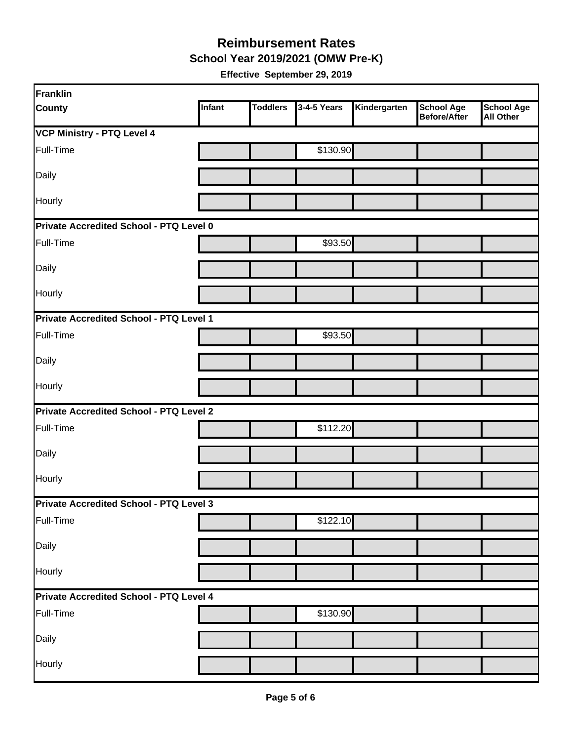# Reimbursement Rates

## School Year 2019/2021 (OMW Pre-K)

**Effective September 29, 2019**

| Franklin County | Infant | Toddlers | 3-4-5 Years | Kindergarten | School Age Before/After | School Age All Other |
|---|---|---|---|---|---|---|
| **VCP Ministry - PTQ Level 4** | | | | | | |
| Full-Time | | | $130.90 | | | |
| Daily | | | | | | |
| Hourly | | | | | | |
| **Private Accredited School - PTQ Level 0** | | | | | | |
| Full-Time | | | $93.50 | | | |
| Daily | | | | | | |
| Hourly | | | | | | |
| **Private Accredited School - PTQ Level 1** | | | | | | |
| Full-Time | | | $93.50 | | | |
| Daily | | | | | | |
| Hourly | | | | | | |
| **Private Accredited School - PTQ Level 2** | | | | | | |
| Full-Time | | | $112.20 | | | |
| Daily | | | | | | |
| Hourly | | | | | | |
| **Private Accredited School - PTQ Level 3** | | | | | | |
| Full-Time | | | $122.10 | | | |
| Daily | | | | | | |
| Hourly | | | | | | |
| **Private Accredited School - PTQ Level 4** | | | | | | |
| Full-Time | | | $130.90 | | | |
| Daily | | | | | | |
| Hourly | | | | | | |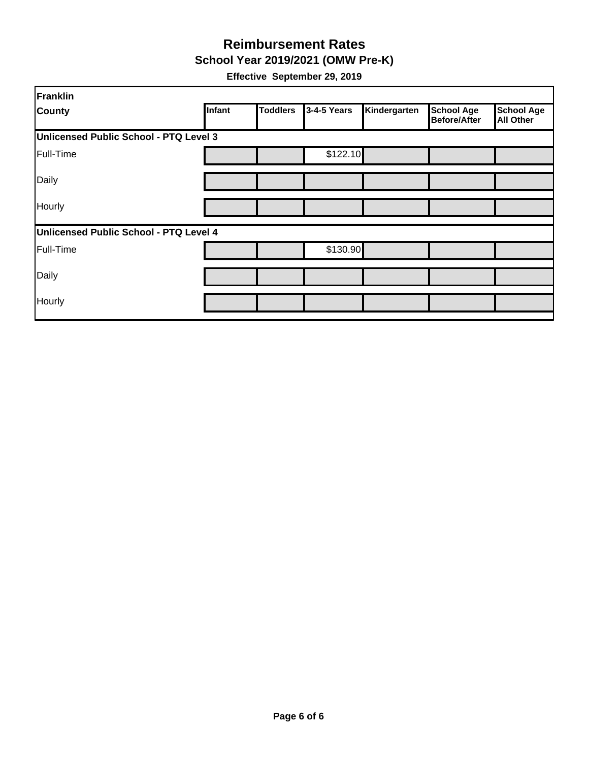# Reimbursement Rates

## School Year 2019/2021 (OMW Pre-K)

**Effective September 29, 2019**

| Franklin County | Infant | Toddlers | 3-4-5 Years | Kindergarten | School Age Before/After | School Age All Other |
|---|---|---|---|---|---|---|
| **Unlicensed Public School - PTQ Level 3** | | | | | | |
| Full-Time | | | $122.10 | | | |
| Daily | | | | | | |
| Hourly | | | | | | |
| **Unlicensed Public School - PTQ Level 4** | | | | | | |
| Full-Time | | | $130.90 | | | |
| Daily | | | | | | |
| Hourly | | | | | | |